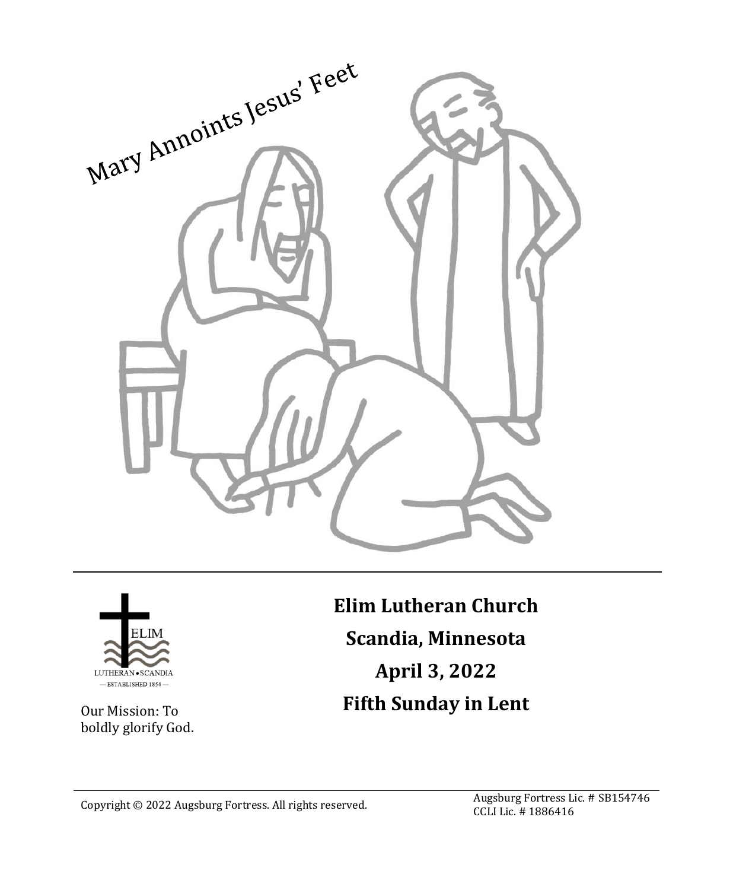Mary Annoints Jesus' Feet

ELIM
LUTHERAN • SCANDIA
— ESTABLISHED 1854 —

Our Mission: To boldly glorify God.

**Elim Lutheran Church**

**Scandia, Minnesota**

**April 3, 2022**

**Fifth Sunday in Lent**

Copyright © 2022 Augsburg Fortress. All rights reserved.

Augsburg Fortress Lic. # SB154746
CCLI Lic. # 1886416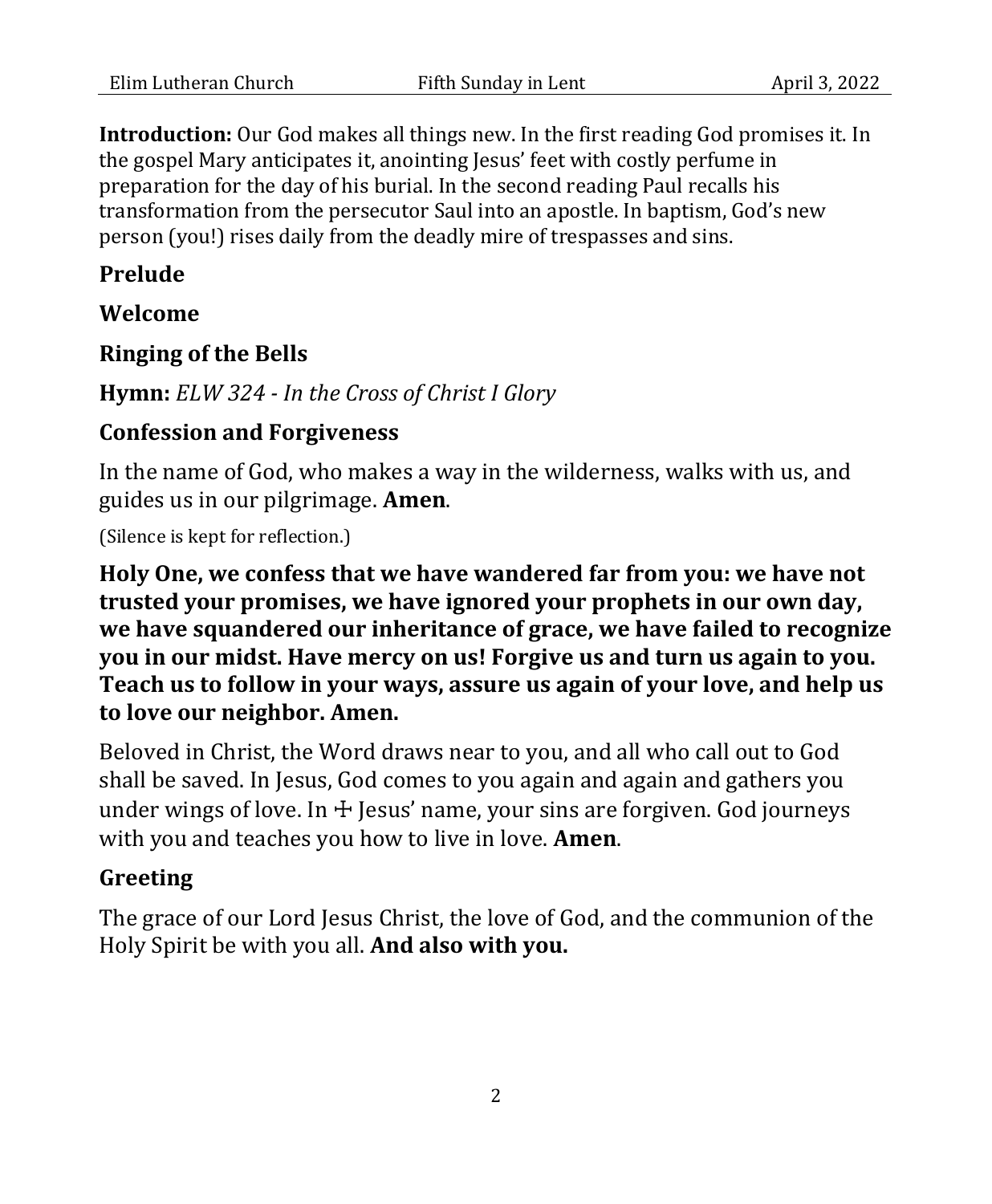**Introduction:** Our God makes all things new. In the first reading God promises it. In the gospel Mary anticipates it, anointing Jesus' feet with costly perfume in preparation for the day of his burial. In the second reading Paul recalls his transformation from the persecutor Saul into an apostle. In baptism, God's new person (you!) rises daily from the deadly mire of trespasses and sins.

## Prelude

## Welcome

## Ringing of the Bells

**Hymn:** *ELW 324 - In the Cross of Christ I Glory*

## Confession and Forgiveness

In the name of God, who makes a way in the wilderness, walks with us, and guides us in our pilgrimage. **Amen**.

(Silence is kept for reflection.)

**Holy One, we confess that we have wandered far from you: we have not trusted your promises, we have ignored your prophets in our own day, we have squandered our inheritance of grace, we have failed to recognize you in our midst. Have mercy on us! Forgive us and turn us again to you. Teach us to follow in your ways, assure us again of your love, and help us to love our neighbor. Amen.**

Beloved in Christ, the Word draws near to you, and all who call out to God shall be saved. In Jesus, God comes to you again and again and gathers you under wings of love. In ☩ Jesus' name, your sins are forgiven. God journeys with you and teaches you how to live in love. **Amen**.

## Greeting

The grace of our Lord Jesus Christ, the love of God, and the communion of the Holy Spirit be with you all. **And also with you.**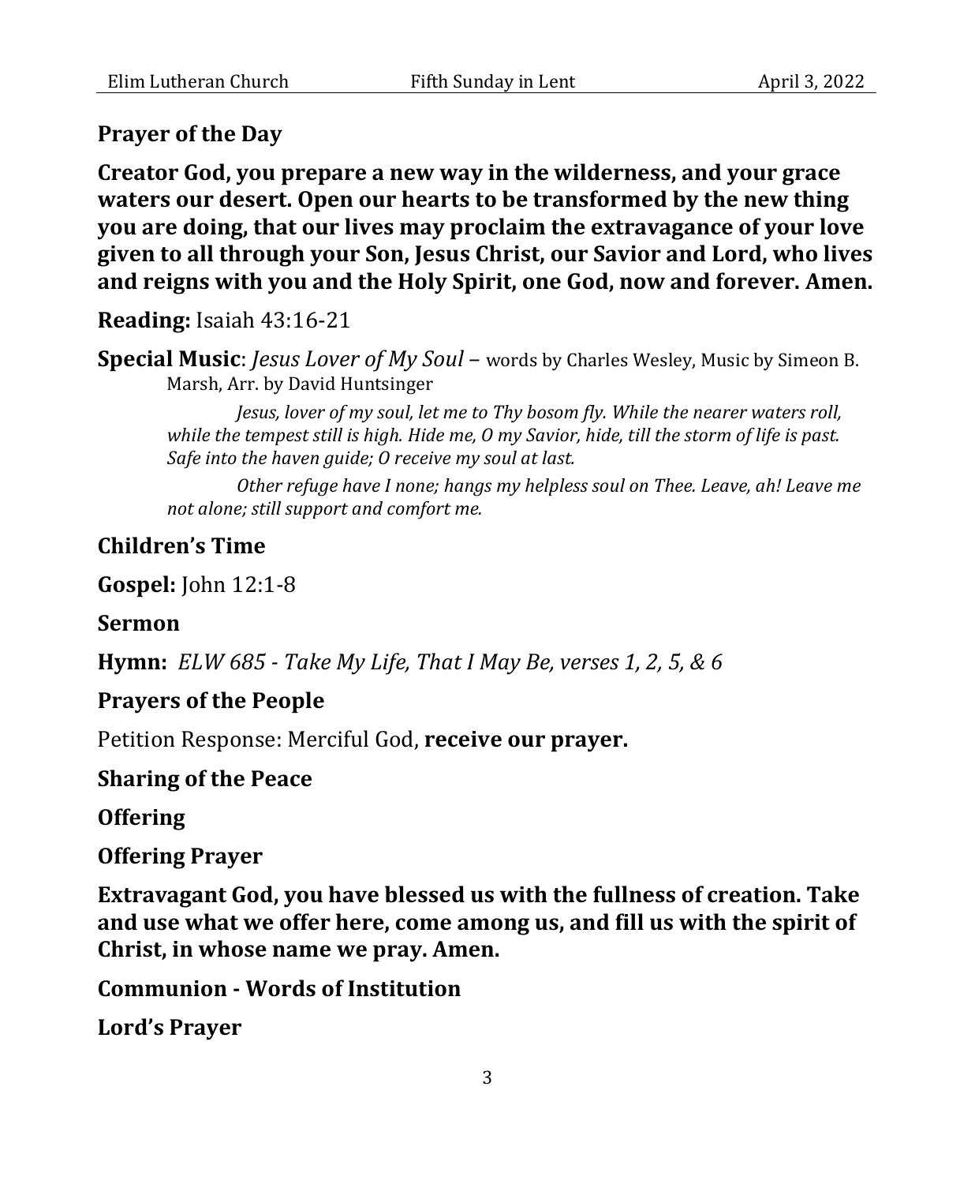## Prayer of the Day

**Creator God, you prepare a new way in the wilderness, and your grace waters our desert. Open our hearts to be transformed by the new thing you are doing, that our lives may proclaim the extravagance of your love given to all through your Son, Jesus Christ, our Savior and Lord, who lives and reigns with you and the Holy Spirit, one God, now and forever. Amen.**

**Reading:** Isaiah 43:16-21

**Special Music**: *Jesus Lover of My Soul* – words by Charles Wesley, Music by Simeon B. Marsh, Arr. by David Huntsinger

> *Jesus, lover of my soul, let me to Thy bosom fly. While the nearer waters roll, while the tempest still is high. Hide me, O my Savior, hide, till the storm of life is past. Safe into the haven guide; O receive my soul at last.*
>
> *Other refuge have I none; hangs my helpless soul on Thee. Leave, ah! Leave me not alone; still support and comfort me.*

## Children's Time

**Gospel:** John 12:1-8

## Sermon

**Hymn:** *ELW 685 - Take My Life, That I May Be, verses 1, 2, 5, & 6*

## Prayers of the People

Petition Response: Merciful God, **receive our prayer.**

## Sharing of the Peace

## Offering

## Offering Prayer

**Extravagant God, you have blessed us with the fullness of creation. Take and use what we offer here, come among us, and fill us with the spirit of Christ, in whose name we pray. Amen.**

## Communion - Words of Institution

## Lord's Prayer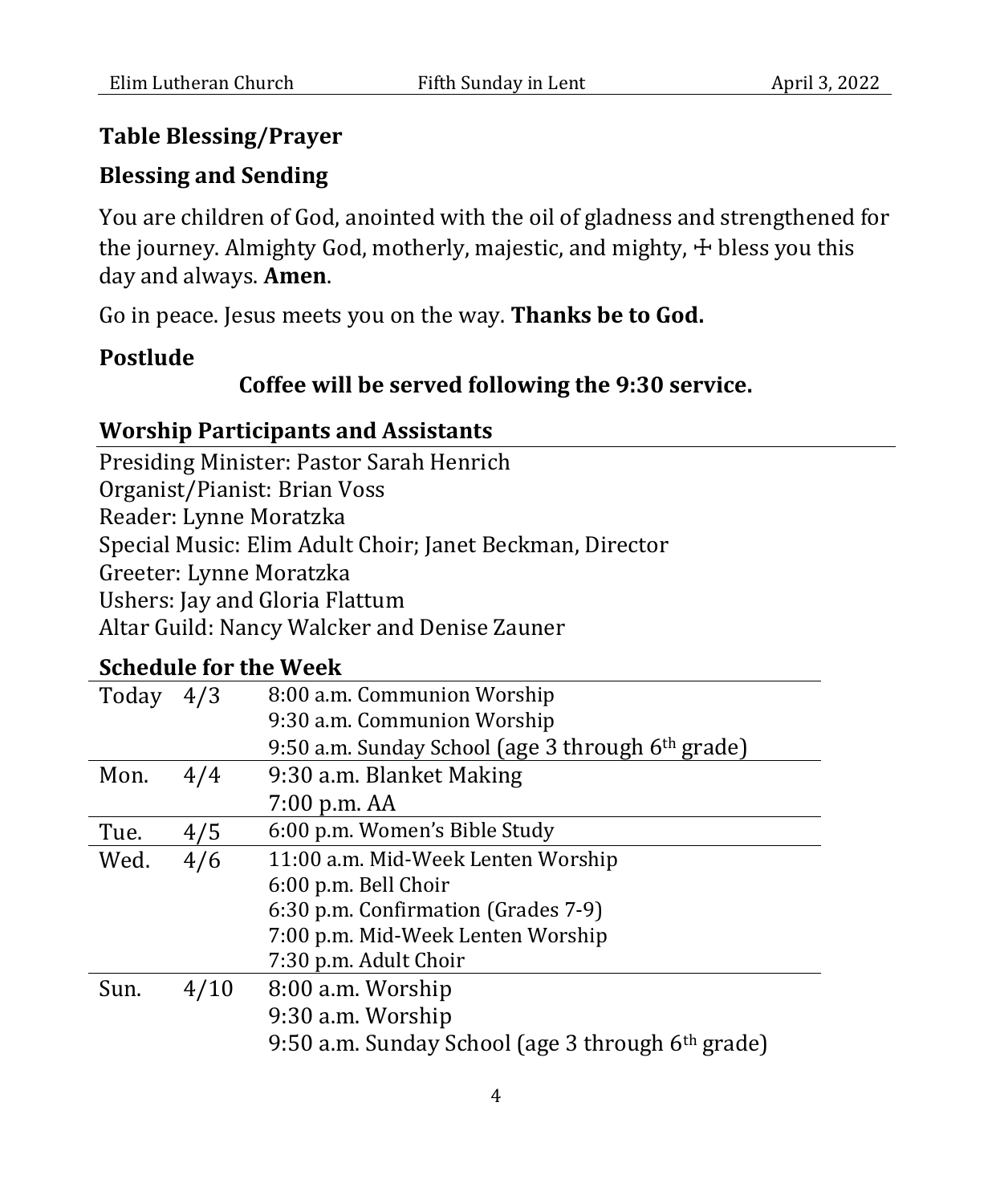## Table Blessing/Prayer

## Blessing and Sending

You are children of God, anointed with the oil of gladness and strengthened for the journey. Almighty God, motherly, majestic, and mighty, ☩ bless you this day and always. **Amen**.

Go in peace. Jesus meets you on the way. **Thanks be to God.**

## Postlude

**Coffee will be served following the 9:30 service.**

## Worship Participants and Assistants

Presiding Minister: Pastor Sarah Henrich
Organist/Pianist: Brian Voss
Reader: Lynne Moratzka
Special Music: Elim Adult Choir; Janet Beckman, Director
Greeter: Lynne Moratzka
Ushers: Jay and Gloria Flattum
Altar Guild: Nancy Walcker and Denise Zauner

## Schedule for the Week

| | | |
|---|---|---|
| Today | 4/3 | 8:00 a.m. Communion Worship<br>9:30 a.m. Communion Worship<br>9:50 a.m. Sunday School (age 3 through 6th grade) |
| Mon. | 4/4 | 9:30 a.m. Blanket Making<br>7:00 p.m. AA |
| Tue. | 4/5 | 6:00 p.m. Women's Bible Study |
| Wed. | 4/6 | 11:00 a.m. Mid-Week Lenten Worship<br>6:00 p.m. Bell Choir<br>6:30 p.m. Confirmation (Grades 7-9)<br>7:00 p.m. Mid-Week Lenten Worship<br>7:30 p.m. Adult Choir |
| Sun. | 4/10 | 8:00 a.m. Worship<br>9:30 a.m. Worship<br>9:50 a.m. Sunday School (age 3 through 6th grade) |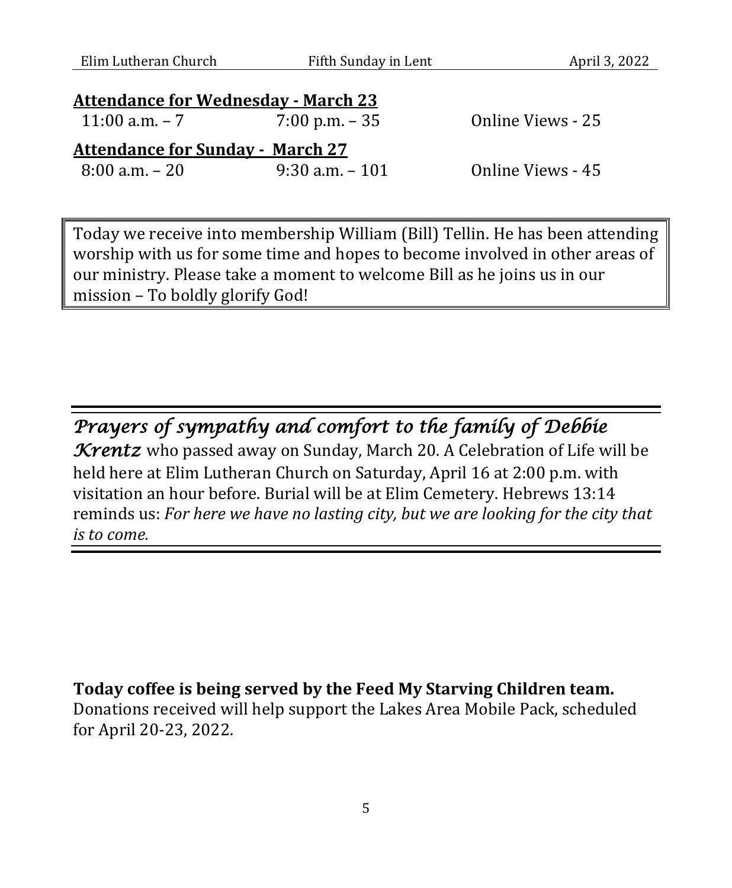**Attendance for Wednesday - March 23**

| | | |
|---|---|---|
| 11:00 a.m. – 7 | 7:00 p.m. – 35 | Online Views - 25 |

**Attendance for Sunday - March 27**

| | | |
|---|---|---|
| 8:00 a.m. – 20 | 9:30 a.m. – 101 | Online Views - 45 |

Today we receive into membership William (Bill) Tellin. He has been attending worship with us for some time and hopes to become involved in other areas of our ministry. Please take a moment to welcome Bill as he joins us in our mission – To boldly glorify God!

---

***Prayers of sympathy and comfort to the family of Debbie Krentz*** who passed away on Sunday, March 20. A Celebration of Life will be held here at Elim Lutheran Church on Saturday, April 16 at 2:00 p.m. with visitation an hour before. Burial will be at Elim Cemetery. Hebrews 13:14 reminds us: *For here we have no lasting city, but we are looking for the city that is to come.*

---

**Today coffee is being served by the Feed My Starving Children team.** Donations received will help support the Lakes Area Mobile Pack, scheduled for April 20-23, 2022.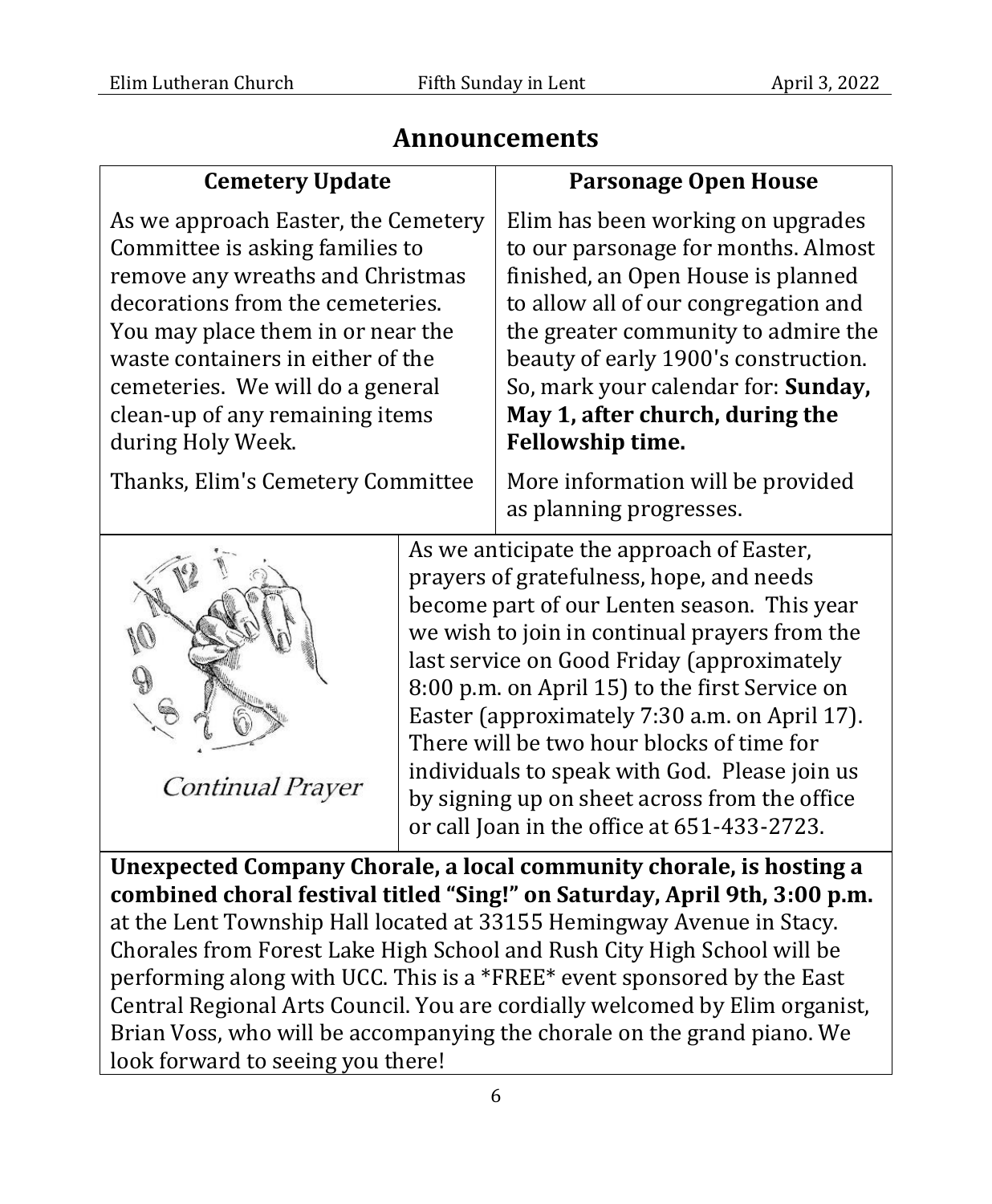# Announcements

## Cemetery Update

As we approach Easter, the Cemetery Committee is asking families to remove any wreaths and Christmas decorations from the cemeteries. You may place them in or near the waste containers in either of the cemeteries. We will do a general clean-up of any remaining items during Holy Week.

Thanks, Elim's Cemetery Committee

## Parsonage Open House

Elim has been working on upgrades to our parsonage for months. Almost finished, an Open House is planned to allow all of our congregation and the greater community to admire the beauty of early 1900's construction. So, mark your calendar for: **Sunday, May 1, after church, during the Fellowship time.**

More information will be provided as planning progresses.

*Continual Prayer*

As we anticipate the approach of Easter, prayers of gratefulness, hope, and needs become part of our Lenten season. This year we wish to join in continual prayers from the last service on Good Friday (approximately 8:00 p.m. on April 15) to the first Service on Easter (approximately 7:30 a.m. on April 17). There will be two hour blocks of time for individuals to speak with God. Please join us by signing up on sheet across from the office or call Joan in the office at 651-433-2723.

**Unexpected Company Chorale, a local community chorale, is hosting a combined choral festival titled "Sing!" on Saturday, April 9th, 3:00 p.m.** at the Lent Township Hall located at 33155 Hemingway Avenue in Stacy. Chorales from Forest Lake High School and Rush City High School will be performing along with UCC. This is a *FREE* event sponsored by the East Central Regional Arts Council. You are cordially welcomed by Elim organist, Brian Voss, who will be accompanying the chorale on the grand piano. We look forward to seeing you there!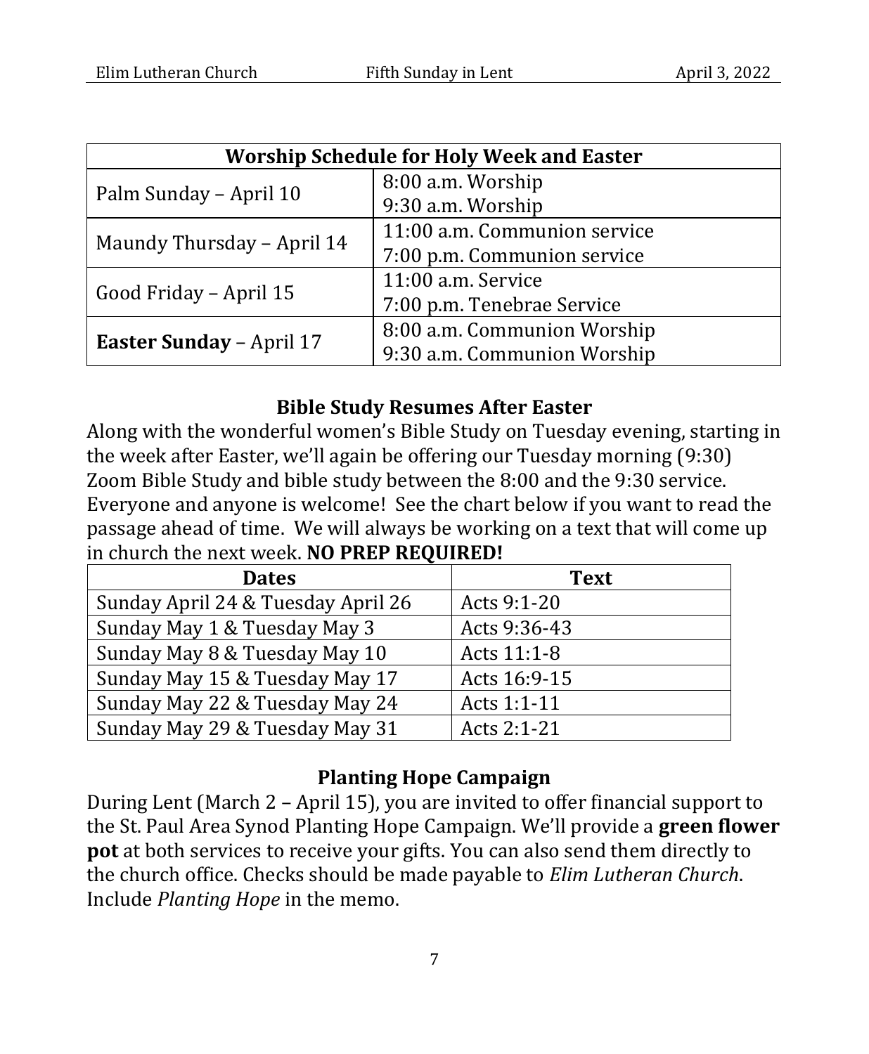| Worship Schedule for Holy Week and Easter | |
|---|---|
| Palm Sunday – April 10 | 8:00 a.m. Worship<br>9:30 a.m. Worship |
| Maundy Thursday – April 14 | 11:00 a.m. Communion service<br>7:00 p.m. Communion service |
| Good Friday – April 15 | 11:00 a.m. Service<br>7:00 p.m. Tenebrae Service |
| **Easter Sunday** – April 17 | 8:00 a.m. Communion Worship<br>9:30 a.m. Communion Worship |

## Bible Study Resumes After Easter

Along with the wonderful women's Bible Study on Tuesday evening, starting in the week after Easter, we'll again be offering our Tuesday morning (9:30) Zoom Bible Study and bible study between the 8:00 and the 9:30 service. Everyone and anyone is welcome! See the chart below if you want to read the passage ahead of time. We will always be working on a text that will come up in church the next week. **NO PREP REQUIRED!**

| Dates | Text |
|---|---|
| Sunday April 24 & Tuesday April 26 | Acts 9:1-20 |
| Sunday May 1 & Tuesday May 3 | Acts 9:36-43 |
| Sunday May 8 & Tuesday May 10 | Acts 11:1-8 |
| Sunday May 15 & Tuesday May 17 | Acts 16:9-15 |
| Sunday May 22 & Tuesday May 24 | Acts 1:1-11 |
| Sunday May 29 & Tuesday May 31 | Acts 2:1-21 |

## Planting Hope Campaign

During Lent (March 2 – April 15), you are invited to offer financial support to the St. Paul Area Synod Planting Hope Campaign. We'll provide a **green flower pot** at both services to receive your gifts. You can also send them directly to the church office. Checks should be made payable to *Elim Lutheran Church*. Include *Planting Hope* in the memo.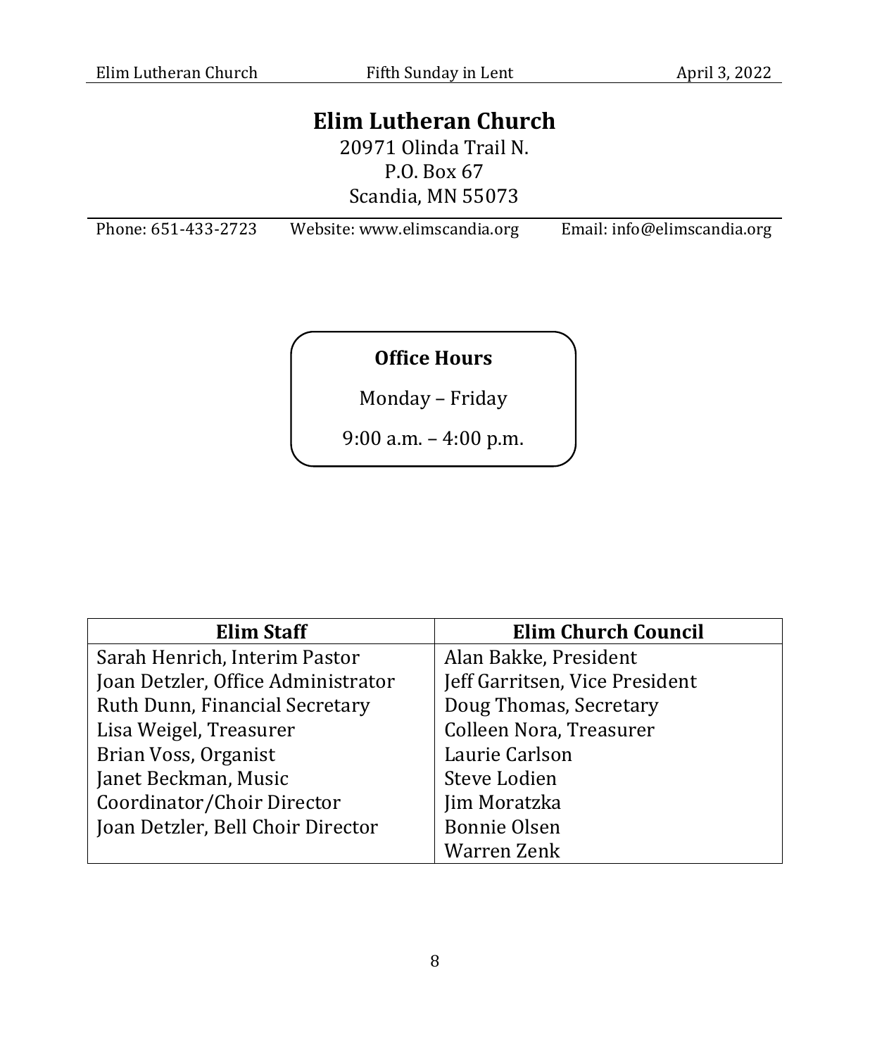# Elim Lutheran Church

20971 Olinda Trail N.
P.O. Box 67
Scandia, MN 55073

Phone: 651-433-2723 Website: www.elimscandia.org Email: info@elimscandia.org

**Office Hours**

Monday – Friday

9:00 a.m. – 4:00 p.m.

| Elim Staff | Elim Church Council |
|---|---|
| Sarah Henrich, Interim Pastor | Alan Bakke, President |
| Joan Detzler, Office Administrator | Jeff Garritsen, Vice President |
| Ruth Dunn, Financial Secretary | Doug Thomas, Secretary |
| Lisa Weigel, Treasurer | Colleen Nora, Treasurer |
| Brian Voss, Organist | Laurie Carlson |
| Janet Beckman, Music Coordinator/Choir Director | Steve Lodien |
| Joan Detzler, Bell Choir Director | Jim Moratzka |
| | Bonnie Olsen |
| | Warren Zenk |